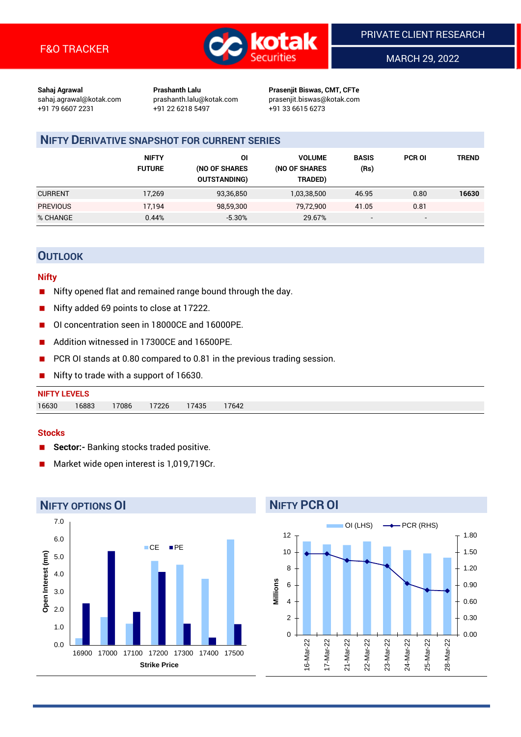F&O TRACKER

PRIVATE CLIENT RESEARCH

MARCH 29, 2022

**Sahaj Agrawal**
sahaj.agrawal@kotak.com
+91 79 6607 2231

**Prashanth Lalu**
prashanth.lalu@kotak.com
+91 22 6218 5497

**Prasenjit Biswas, CMT, CFTe**
prasenjit.biswas@kotak.com
+91 33 6615 6273

## NIFTY DERIVATIVE SNAPSHOT FOR CURRENT SERIES

| | NIFTY FUTURE | OI (NO OF SHARES OUTSTANDING) | VOLUME (NO OF SHARES TRADED) | BASIS (Rs) | PCR OI | TREND |
|---|---|---|---|---|---|---|
| CURRENT | 17,269 | 93,36,850 | 1,03,38,500 | 46.95 | 0.80 | **16630** |
| PREVIOUS | 17,194 | 98,59,300 | 79,72,900 | 41.05 | 0.81 | |
| % CHANGE | 0.44% | -5.30% | 29.67% | - | - | |

## OUTLOOK

### Nifty

- Nifty opened flat and remained range bound through the day.
- Nifty added 69 points to close at 17222.
- OI concentration seen in 18000CE and 16000PE.
- Addition witnessed in 17300CE and 16500PE.
- PCR OI stands at 0.80 compared to 0.81 in the previous trading session.
- Nifty to trade with a support of 16630.

**NIFTY LEVELS**

| 16630 | 16883 | 17086 | 17226 | 17435 | 17642 |
|---|---|---|---|---|---|

### Stocks

- **Sector:-** Banking stocks traded positive.
- Market wide open interest is 1,019,719Cr.

## NIFTY OPTIONS OI

## NIFTY PCR OI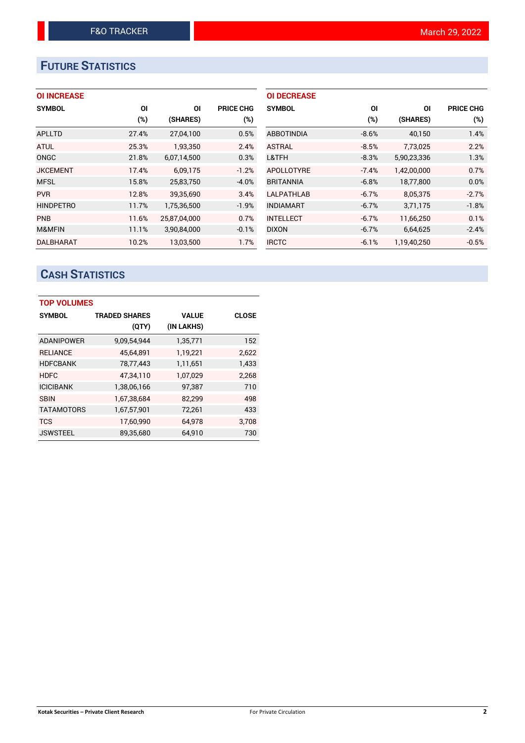## FUTURE STATISTICS

### OI INCREASE

| SYMBOL | OI (%) | OI (SHARES) | PRICE CHG (%) |
|---|---|---|---|
| APLLTD | 27.4% | 27,04,100 | 0.5% |
| ATUL | 25.3% | 1,93,350 | 2.4% |
| ONGC | 21.8% | 6,07,14,500 | 0.3% |
| JKCEMENT | 17.4% | 6,09,175 | -1.2% |
| MFSL | 15.8% | 25,83,750 | -4.0% |
| PVR | 12.8% | 39,35,690 | 3.4% |
| HINDPETRO | 11.7% | 1,75,36,500 | -1.9% |
| PNB | 11.6% | 25,87,04,000 | 0.7% |
| M&MFIN | 11.1% | 3,90,84,000 | -0.1% |
| DALBHARAT | 10.2% | 13,03,500 | 1.7% |

### OI DECREASE

| SYMBOL | OI (%) | OI (SHARES) | PRICE CHG (%) |
|---|---|---|---|
| ABBOTINDIA | -8.6% | 40,150 | 1.4% |
| ASTRAL | -8.5% | 7,73,025 | 2.2% |
| L&TFH | -8.3% | 5,90,23,336 | 1.3% |
| APOLLOTYRE | -7.4% | 1,42,00,000 | 0.7% |
| BRITANNIA | -6.8% | 18,77,800 | 0.0% |
| LALPATHLAB | -6.7% | 8,05,375 | -2.7% |
| INDIAMART | -6.7% | 3,71,175 | -1.8% |
| INTELLECT | -6.7% | 11,66,250 | 0.1% |
| DIXON | -6.7% | 6,64,625 | -2.4% |
| IRCTC | -6.1% | 1,19,40,250 | -0.5% |

## CASH STATISTICS

### TOP VOLUMES

| SYMBOL | TRADED SHARES (QTY) | VALUE (IN LAKHS) | CLOSE |
|---|---|---|---|
| ADANIPOWER | 9,09,54,944 | 1,35,771 | 152 |
| RELIANCE | 45,64,891 | 1,19,221 | 2,622 |
| HDFCBANK | 78,77,443 | 1,11,651 | 1,433 |
| HDFC | 47,34,110 | 1,07,029 | 2,268 |
| ICICIBANK | 1,38,06,166 | 97,387 | 710 |
| SBIN | 1,67,38,684 | 82,299 | 498 |
| TATAMOTORS | 1,67,57,901 | 72,261 | 433 |
| TCS | 17,60,990 | 64,978 | 3,708 |
| JSWSTEEL | 89,35,680 | 64,910 | 730 |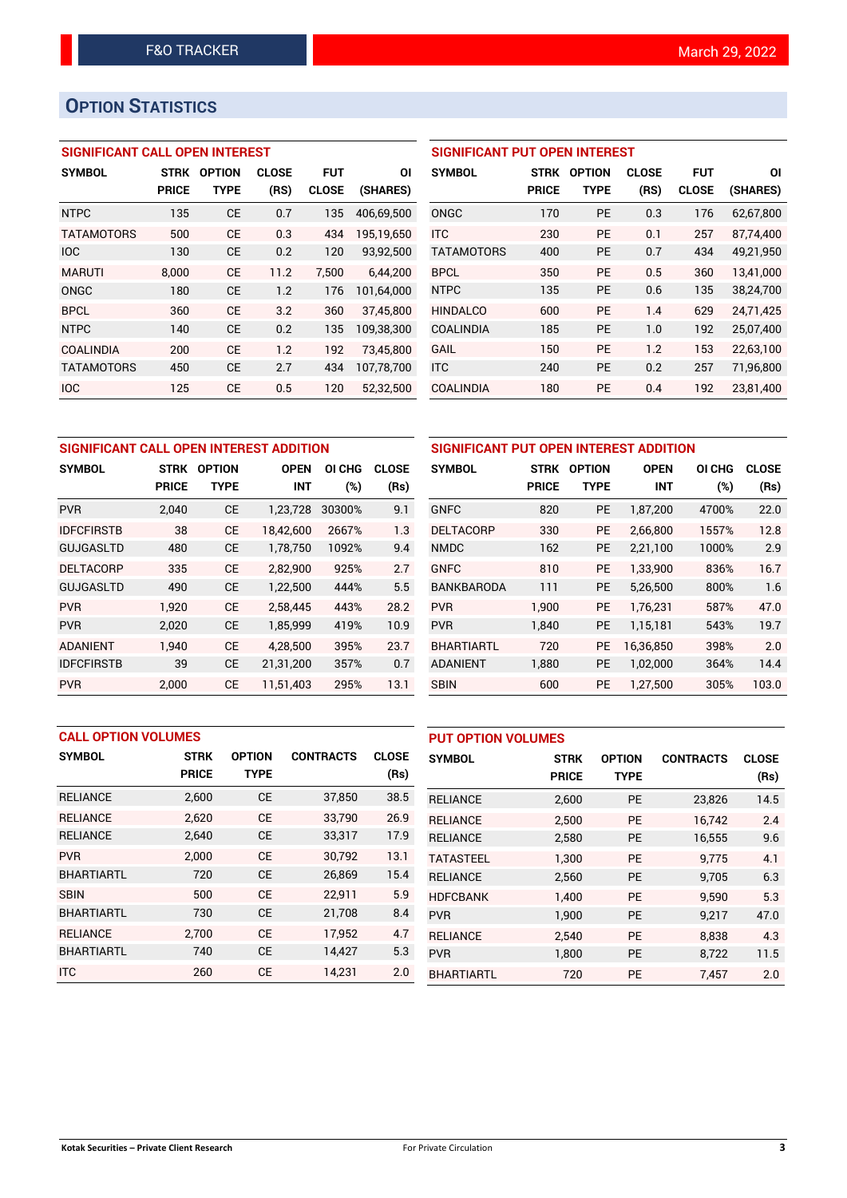## OPTION STATISTICS

### SIGNIFICANT CALL OPEN INTEREST

| SYMBOL | STRK PRICE | OPTION TYPE | CLOSE (RS) | FUT CLOSE | OI (SHARES) |
|---|---|---|---|---|---|
| NTPC | 135 | CE | 0.7 | 135 | 406,69,500 |
| TATAMOTORS | 500 | CE | 0.3 | 434 | 195,19,650 |
| IOC | 130 | CE | 0.2 | 120 | 93,92,500 |
| MARUTI | 8,000 | CE | 11.2 | 7,500 | 6,44,200 |
| ONGC | 180 | CE | 1.2 | 176 | 101,64,000 |
| BPCL | 360 | CE | 3.2 | 360 | 37,45,800 |
| NTPC | 140 | CE | 0.2 | 135 | 109,38,300 |
| COALINDIA | 200 | CE | 1.2 | 192 | 73,45,800 |
| TATAMOTORS | 450 | CE | 2.7 | 434 | 107,78,700 |
| IOC | 125 | CE | 0.5 | 120 | 52,32,500 |

### SIGNIFICANT PUT OPEN INTEREST

| SYMBOL | STRK PRICE | OPTION TYPE | CLOSE (RS) | FUT CLOSE | OI (SHARES) |
|---|---|---|---|---|---|
| ONGC | 170 | PE | 0.3 | 176 | 62,67,800 |
| ITC | 230 | PE | 0.1 | 257 | 87,74,400 |
| TATAMOTORS | 400 | PE | 0.7 | 434 | 49,21,950 |
| BPCL | 350 | PE | 0.5 | 360 | 13,41,000 |
| NTPC | 135 | PE | 0.6 | 135 | 38,24,700 |
| HINDALCO | 600 | PE | 1.4 | 629 | 24,71,425 |
| COALINDIA | 185 | PE | 1.0 | 192 | 25,07,400 |
| GAIL | 150 | PE | 1.2 | 153 | 22,63,100 |
| ITC | 240 | PE | 0.2 | 257 | 71,96,800 |
| COALINDIA | 180 | PE | 0.4 | 192 | 23,81,400 |

### SIGNIFICANT CALL OPEN INTEREST ADDITION

| SYMBOL | STRK PRICE | OPTION TYPE | OPEN INT | OI CHG (%) | CLOSE (Rs) |
|---|---|---|---|---|---|
| PVR | 2,040 | CE | 1,23,728 | 30300% | 9.1 |
| IDFCFIRSTB | 38 | CE | 18,42,600 | 2667% | 1.3 |
| GUJGASLTD | 480 | CE | 1,78,750 | 1092% | 9.4 |
| DELTACORP | 335 | CE | 2,82,900 | 925% | 2.7 |
| GUJGASLTD | 490 | CE | 1,22,500 | 444% | 5.5 |
| PVR | 1,920 | CE | 2,58,445 | 443% | 28.2 |
| PVR | 2,020 | CE | 1,85,999 | 419% | 10.9 |
| ADANIENT | 1,940 | CE | 4,28,500 | 395% | 23.7 |
| IDFCFIRSTB | 39 | CE | 21,31,200 | 357% | 0.7 |
| PVR | 2,000 | CE | 11,51,403 | 295% | 13.1 |

### SIGNIFICANT PUT OPEN INTEREST ADDITION

| SYMBOL | STRK PRICE | OPTION TYPE | OPEN INT | OI CHG (%) | CLOSE (Rs) |
|---|---|---|---|---|---|
| GNFC | 820 | PE | 1,87,200 | 4700% | 22.0 |
| DELTACORP | 330 | PE | 2,66,800 | 1557% | 12.8 |
| NMDC | 162 | PE | 2,21,100 | 1000% | 2.9 |
| GNFC | 810 | PE | 1,33,900 | 836% | 16.7 |
| BANKBARODA | 111 | PE | 5,26,500 | 800% | 1.6 |
| PVR | 1,900 | PE | 1,76,231 | 587% | 47.0 |
| PVR | 1,840 | PE | 1,15,181 | 543% | 19.7 |
| BHARTIARTL | 720 | PE | 16,36,850 | 398% | 2.0 |
| ADANIENT | 1,880 | PE | 1,02,000 | 364% | 14.4 |
| SBIN | 600 | PE | 1,27,500 | 305% | 103.0 |

### CALL OPTION VOLUMES

| SYMBOL | STRK PRICE | OPTION TYPE | CONTRACTS | CLOSE (Rs) |
|---|---|---|---|---|
| RELIANCE | 2,600 | CE | 37,850 | 38.5 |
| RELIANCE | 2,620 | CE | 33,790 | 26.9 |
| RELIANCE | 2,640 | CE | 33,317 | 17.9 |
| PVR | 2,000 | CE | 30,792 | 13.1 |
| BHARTIARTL | 720 | CE | 26,869 | 15.4 |
| SBIN | 500 | CE | 22,911 | 5.9 |
| BHARTIARTL | 730 | CE | 21,708 | 8.4 |
| RELIANCE | 2,700 | CE | 17,952 | 4.7 |
| BHARTIARTL | 740 | CE | 14,427 | 5.3 |
| ITC | 260 | CE | 14,231 | 2.0 |

### PUT OPTION VOLUMES

| SYMBOL | STRK PRICE | OPTION TYPE | CONTRACTS | CLOSE (Rs) |
|---|---|---|---|---|
| RELIANCE | 2,600 | PE | 23,826 | 14.5 |
| RELIANCE | 2,500 | PE | 16,742 | 2.4 |
| RELIANCE | 2,580 | PE | 16,555 | 9.6 |
| TATASTEEL | 1,300 | PE | 9,775 | 4.1 |
| RELIANCE | 2,560 | PE | 9,705 | 6.3 |
| HDFCBANK | 1,400 | PE | 9,590 | 5.3 |
| PVR | 1,900 | PE | 9,217 | 47.0 |
| RELIANCE | 2,540 | PE | 8,838 | 4.3 |
| PVR | 1,800 | PE | 8,722 | 11.5 |
| BHARTIARTL | 720 | PE | 7,457 | 2.0 |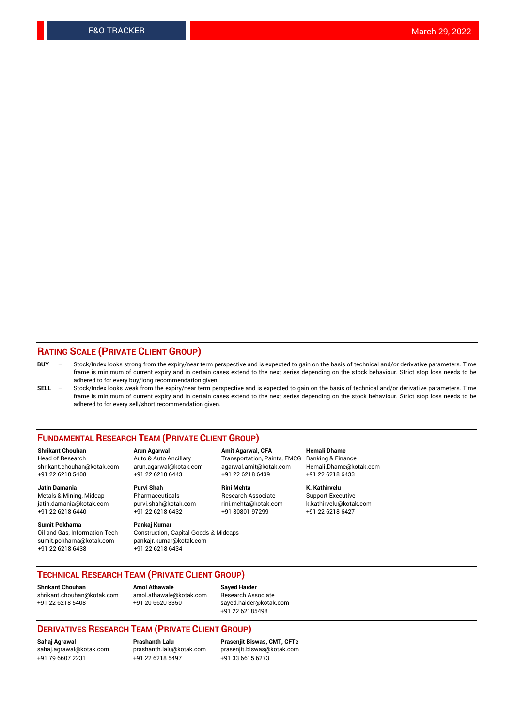## RATING SCALE (PRIVATE CLIENT GROUP)

**BUY** – Stock/Index looks strong from the expiry/near term perspective and is expected to gain on the basis of technical and/or derivative parameters. Time frame is minimum of current expiry and in certain cases extend to the next series depending on the stock behaviour. Strict stop loss needs to be adhered to for every buy/long recommendation given.

**SELL** – Stock/Index looks weak from the expiry/near term perspective and is expected to gain on the basis of technical and/or derivative parameters. Time frame is minimum of current expiry and in certain cases extend to the next series depending on the stock behaviour. Strict stop loss needs to be adhered to for every sell/short recommendation given.

## FUNDAMENTAL RESEARCH TEAM (PRIVATE CLIENT GROUP)

**Shrikant Chouhan**
Head of Research
shrikant.chouhan@kotak.com
+91 22 6218 5408

**Arun Agarwal**
Auto & Auto Ancillary
arun.agarwal@kotak.com
+91 22 6218 6443

**Amit Agarwal, CFA**
Transportation, Paints, FMCG
agarwal.amit@kotak.com
+91 22 6218 6439

**Hemali Dhame**
Banking & Finance
Hemali.Dhame@kotak.com
+91 22 6218 6433

**Jatin Damania**
Metals & Mining, Midcap
jatin.damania@kotak.com
+91 22 6218 6440

**Purvi Shah**
Pharmaceuticals
purvi.shah@kotak.com
+91 22 6218 6432

**Rini Mehta**
Research Associate
rini.mehta@kotak.com
+91 80801 97299

**K. Kathirvelu**
Support Executive
k.kathirvelu@kotak.com
+91 22 6218 6427

**Sumit Pokharna**
Oil and Gas, Information Tech
sumit.pokharna@kotak.com
+91 22 6218 6438

**Pankaj Kumar**
Construction, Capital Goods & Midcaps
pankajr.kumar@kotak.com
+91 22 6218 6434

## TECHNICAL RESEARCH TEAM (PRIVATE CLIENT GROUP)

**Shrikant Chouhan**
shrikant.chouhan@kotak.com
+91 22 6218 5408

**Amol Athawale**
amol.athawale@kotak.com
+91 20 6620 3350

**Sayed Haider**
Research Associate
sayed.haider@kotak.com
+91 22 62185498

## DERIVATIVES RESEARCH TEAM (PRIVATE CLIENT GROUP)

**Sahaj Agrawal**
sahaj.agrawal@kotak.com
+91 79 6607 2231

**Prashanth Lalu**
prashanth.lalu@kotak.com
+91 22 6218 5497

**Prasenjit Biswas, CMT, CFTe**
prasenjit.biswas@kotak.com
+91 33 6615 6273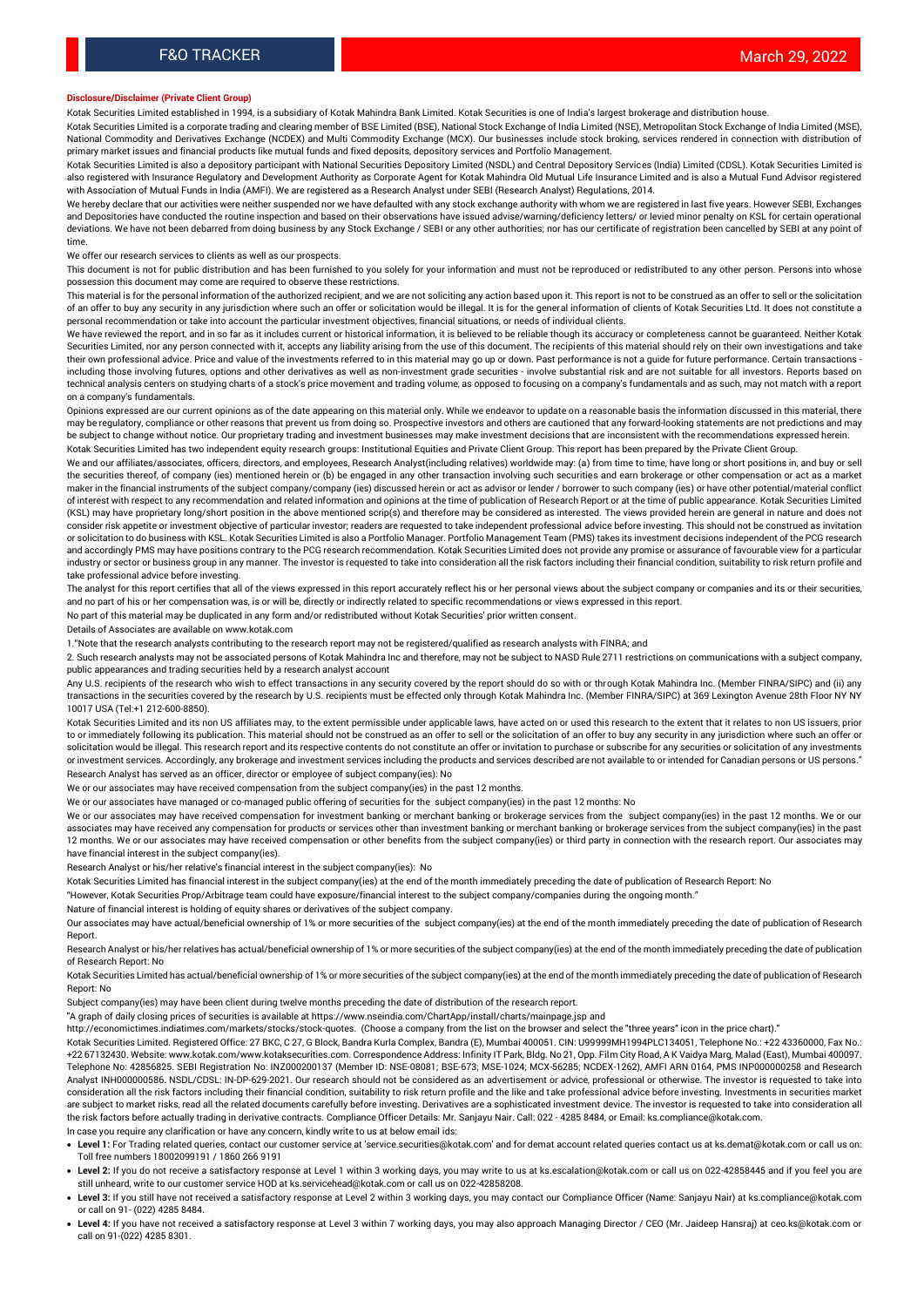**Disclosure/Disclaimer (Private Client Group)**

Kotak Securities Limited established in 1994, is a subsidiary of Kotak Mahindra Bank Limited. Kotak Securities is one of India's largest brokerage and distribution house.

Kotak Securities Limited is a corporate trading and clearing member of BSE Limited (BSE), National Stock Exchange of India Limited (NSE), Metropolitan Stock Exchange of India Limited (MSE), National Commodity and Derivatives Exchange (NCDEX) and Multi Commodity Exchange (MCX). Our businesses include stock broking, services rendered in connection with distribution of primary market issues and financial products like mutual funds and fixed deposits, depository services and Portfolio Management.

Kotak Securities Limited is also a depository participant with National Securities Depository Limited (NSDL) and Central Depository Services (India) Limited (CDSL). Kotak Securities Limited is also registered with Insurance Regulatory and Development Authority as Corporate Agent for Kotak Mahindra Old Mutual Life Insurance Limited and is also a Mutual Fund Advisor registered with Association of Mutual Funds in India (AMFI). We are registered as a Research Analyst under SEBI (Research Analyst) Regulations, 2014.

We hereby declare that our activities were neither suspended nor we have defaulted with any stock exchange authority with whom we are registered in last five years. However SEBI, Exchanges and Depositories have conducted the routine inspection and based on their observations have issued advise/warning/deficiency letters/ or levied minor penalty on KSL for certain operational deviations. We have not been debarred from doing business by any Stock Exchange / SEBI or any other authorities; nor has our certificate of registration been cancelled by SEBI at any point of time.

We offer our research services to clients as well as our prospects.

This document is not for public distribution and has been furnished to you solely for your information and must not be reproduced or redistributed to any other person. Persons into whose possession this document may come are required to observe these restrictions.

This material is for the personal information of the authorized recipient, and we are not soliciting any action based upon it. This report is not to be construed as an offer to sell or the solicitation of an offer to buy any security in any jurisdiction where such an offer or solicitation would be illegal. It is for the general information of clients of Kotak Securities Ltd. It does not constitute a personal recommendation or take into account the particular investment objectives, financial situations, or needs of individual clients.

We have reviewed the report, and in so far as it includes current or historical information, it is believed to be reliable though its accuracy or completeness cannot be guaranteed. Neither Kotak Securities Limited, nor any person connected with it, accepts any liability arising from the use of this document. The recipients of this material should rely on their own investigations and take their own professional advice. Price and value of the investments referred to in this material may go up or down. Past performance is not a guide for future performance. Certain transactions - including those involving futures, options and other derivatives as well as non-investment grade securities - involve substantial risk and are not suitable for all investors. Reports based on technical analysis centers on studying charts of a stock's price movement and trading volume, as opposed to focusing on a company's fundamentals and as such, may not match with a report on a company's fundamentals.

Opinions expressed are our current opinions as of the date appearing on this material only. While we endeavor to update on a reasonable basis the information discussed in this material, there may be regulatory, compliance or other reasons that prevent us from doing so. Prospective investors and others are cautioned that any forward-looking statements are not predictions and may be subject to change without notice. Our proprietary trading and investment businesses may make investment decisions that are inconsistent with the recommendations expressed herein.

Kotak Securities Limited has two independent equity research groups: Institutional Equities and Private Client Group. This report has been prepared by the Private Client Group.

We and our affiliates/associates, officers, directors, and employees, Research Analyst(including relatives) worldwide may: (a) from time to time, have long or short positions in, and buy or sell the securities thereof, of company (ies) mentioned herein or (b) be engaged in any other transaction involving such securities and earn brokerage or other compensation or act as a market maker in the financial instruments of the subject company/company (ies) discussed herein or act as advisor or lender / borrower to such company (ies) or have other potential/material conflict of interest with respect to any recommendation and related information and opinions at the time of publication of Research Report or at the time of public appearance. Kotak Securities Limited (KSL) may have proprietary long/short position in the above mentioned scrip(s) and therefore may be considered as interested. The views provided herein are general in nature and does not consider risk appetite or investment objective of particular investor; readers are requested to take independent professional advice before investing. This should not be construed as invitation or solicitation to do business with KSL. Kotak Securities Limited is also a Portfolio Manager. Portfolio Management Team (PMS) takes its investment decisions independent of the PCG research and accordingly PMS may have positions contrary to the PCG research recommendation. Kotak Securities Limited does not provide any promise or assurance of favourable view for a particular industry or sector or business group in any manner. The investor is requested to take into consideration all the risk factors including their financial condition, suitability to risk return profile and take professional advice before investing.

The analyst for this report certifies that all of the views expressed in this report accurately reflect his or her personal views about the subject company or companies and its or their securities, and no part of his or her compensation was, is or will be, directly or indirectly related to specific recommendations or views expressed in this report.

No part of this material may be duplicated in any form and/or redistributed without Kotak Securities' prior written consent.

Details of Associates are available on www.kotak.com

1."Note that the research analysts contributing to the research report may not be registered/qualified as research analysts with FINRA; and

2. Such research analysts may not be associated persons of Kotak Mahindra Inc and therefore, may not be subject to NASD Rule 2711 restrictions on communications with a subject company, public appearances and trading securities held by a research analyst account

Any U.S. recipients of the research who wish to effect transactions in any security covered by the report should do so with or through Kotak Mahindra Inc. (Member FINRA/SIPC) and (ii) any transactions in the securities covered by the research by U.S. recipients must be effected only through Kotak Mahindra Inc. (Member FINRA/SIPC) at 369 Lexington Avenue 28th Floor NY NY 10017 USA (Tel:+1 212-600-8850).

Kotak Securities Limited and its non US affiliates may, to the extent permissible under applicable laws, have acted on or used this research to the extent that it relates to non US issuers, prior to or immediately following its publication. This material should not be construed as an offer to sell or the solicitation of an offer to buy any security in any jurisdiction where such an offer or solicitation would be illegal. This research report and its respective contents do not constitute an offer or invitation to purchase or subscribe for any securities or solicitation of any investments or investment services. Accordingly, any brokerage and investment services including the products and services described are not available to or intended for Canadian persons or US persons."

Research Analyst has served as an officer, director or employee of subject company(ies): No

We or our associates may have received compensation from the subject company(ies) in the past 12 months.

We or our associates have managed or co-managed public offering of securities for the subject company(ies) in the past 12 months: No

We or our associates may have received compensation for investment banking or merchant banking or brokerage services from the subject company(ies) in the past 12 months. We or our associates may have received any compensation for products or services other than investment banking or merchant banking or brokerage services from the subject company(ies) in the past 12 months. We or our associates may have received compensation or other benefits from the subject company(ies) or third party in connection with the research report. Our associates may have financial interest in the subject company(ies).

Research Analyst or his/her relative's financial interest in the subject company(ies): No

Kotak Securities Limited has financial interest in the subject company(ies) at the end of the month immediately preceding the date of publication of Research Report: No

"However, Kotak Securities Prop/Arbitrage team could have exposure/financial interest to the subject company/companies during the ongoing month."

Nature of financial interest is holding of equity shares or derivatives of the subject company.

Our associates may have actual/beneficial ownership of 1% or more securities of the subject company(ies) at the end of the month immediately preceding the date of publication of Research Report.

Research Analyst or his/her relatives has actual/beneficial ownership of 1% or more securities of the subject company(ies) at the end of the month immediately preceding the date of publication of Research Report: No

Kotak Securities Limited has actual/beneficial ownership of 1% or more securities of the subject company(ies) at the end of the month immediately preceding the date of publication of Research Report: No

Subject company(ies) may have been client during twelve months preceding the date of distribution of the research report.

"A graph of daily closing prices of securities is available at https://www.nseindia.com/ChartApp/install/charts/mainpage.jsp and

http://economictimes.indiatimes.com/markets/stocks/stock-quotes. (Choose a company from the list on the browser and select the "three years" icon in the price chart)."

Kotak Securities Limited. Registered Office: 27 BKC, C 27, G Block, Bandra Kurla Complex, Bandra (E), Mumbai 400051. CIN: U99999MH1994PLC134051, Telephone No.: +22 43360000, Fax No.: +22 67132430. Website: www.kotak.com/www.kotaksecurities.com. Correspondence Address: Infinity IT Park, Bldg. No 21, Opp. Film City Road, A K Vaidya Marg, Malad (East), Mumbai 400097. Telephone No: 42856825. SEBI Registration No: INZ000200137 (Member ID: NSE-08081; BSE-673; MSE-1024; MCX-56285; NCDEX-1262), AMFI ARN 0164, PMS INP000000258 and Research Analyst INH000000586. NSDL/CDSL: IN-DP-629-2021. Our research should not be considered as an advertisement or advice, professional or otherwise. The investor is requested to take into consideration all the risk factors including their financial condition, suitability to risk return profile and the like and take professional advice before investing. Investments in securities market are subject to market risks, read all the related documents carefully before investing. Derivatives are a sophisticated investment device. The investor is requested to take into consideration all the risk factors before actually trading in derivative contracts. Compliance Officer Details: Mr. Sanjayu Nair. Call: 022 - 4285 8484, or Email: ks.compliance@kotak.com.

In case you require any clarification or have any concern, kindly write to us at below email ids:

- **Level 1:** For Trading related queries, contact our customer service at 'service.securities@kotak.com' and for demat account related queries contact us at ks.demat@kotak.com or call us on: Toll free numbers 18002099191 / 1860 266 9191
- **Level 2:** If you do not receive a satisfactory response at Level 1 within 3 working days, you may write to us at ks.escalation@kotak.com or call us on 022-42858445 and if you feel you are still unheard, write to our customer service HOD at ks.servicehead@kotak.com or call us on 022-42858208.
- **Level 3:** If you still have not received a satisfactory response at Level 2 within 3 working days, you may contact our Compliance Officer (Name: Sanjayu Nair) at ks.compliance@kotak.com or call on 91- (022) 4285 8484.
- **Level 4:** If you have not received a satisfactory response at Level 3 within 7 working days, you may also approach Managing Director / CEO (Mr. Jaideep Hansraj) at ceo.ks@kotak.com or call on 91-(022) 4285 8301.